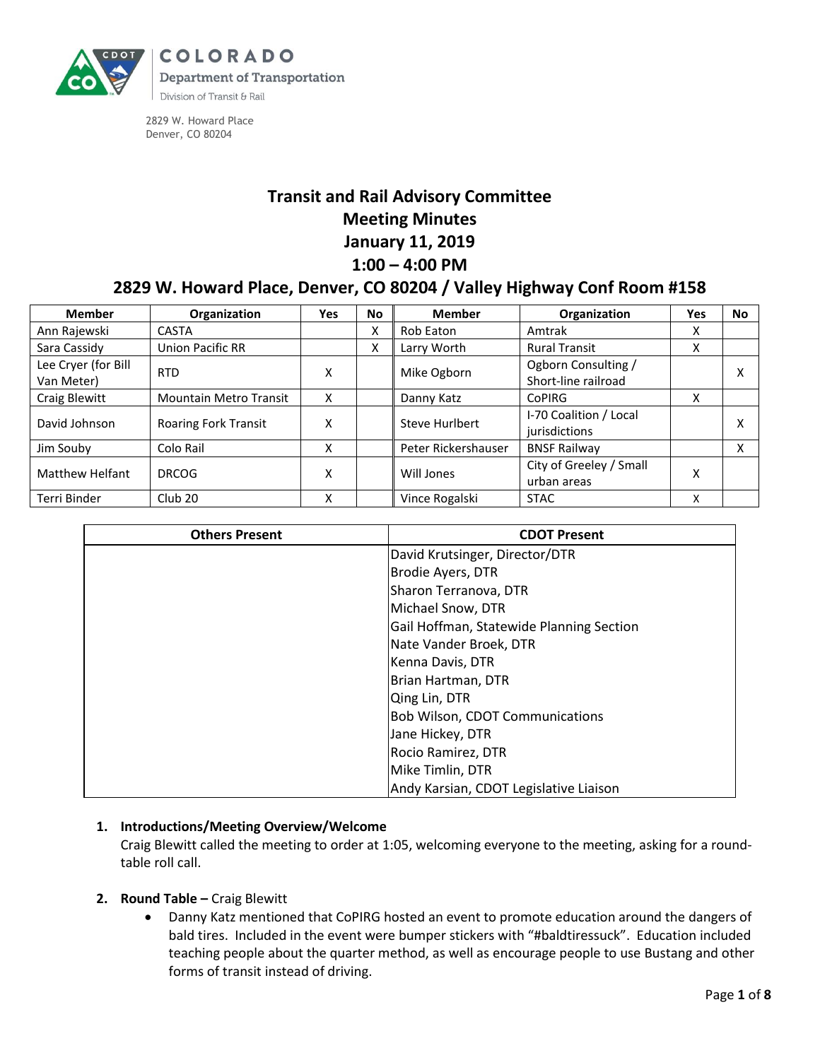COLORADO
Department of Transportation
Division of Transit & Rail

2829 W. Howard Place
Denver, CO 80204

# Transit and Rail Advisory Committee
# Meeting Minutes
# January 11, 2019
# 1:00 – 4:00 PM
# 2829 W. Howard Place, Denver, CO 80204 / Valley Highway Conf Room #158

| Member | Organization | Yes | No | Member | Organization | Yes | No |
|---|---|---|---|---|---|---|---|
| Ann Rajewski | CASTA | | X | Rob Eaton | Amtrak | X | |
| Sara Cassidy | Union Pacific RR | | X | Larry Worth | Rural Transit | X | |
| Lee Cryer (for Bill Van Meter) | RTD | X | | Mike Ogborn | Ogborn Consulting / Short-line railroad | | X |
| Craig Blewitt | Mountain Metro Transit | X | | Danny Katz | CoPIRG | X | |
| David Johnson | Roaring Fork Transit | X | | Steve Hurlbert | I-70 Coalition / Local jurisdictions | | X |
| Jim Souby | Colo Rail | X | | Peter Rickershauser | BNSF Railway | | X |
| Matthew Helfant | DRCOG | X | | Will Jones | City of Greeley / Small urban areas | X | |
| Terri Binder | Club 20 | X | | Vince Rogalski | STAC | X | |

| Others Present | CDOT Present |
|---|---|
| | David Krutsinger, Director/DTR |
| | Brodie Ayers, DTR |
| | Sharon Terranova, DTR |
| | Michael Snow, DTR |
| | Gail Hoffman, Statewide Planning Section |
| | Nate Vander Broek, DTR |
| | Kenna Davis, DTR |
| | Brian Hartman, DTR |
| | Qing Lin, DTR |
| | Bob Wilson, CDOT Communications |
| | Jane Hickey, DTR |
| | Rocio Ramirez, DTR |
| | Mike Timlin, DTR |
| | Andy Karsian, CDOT Legislative Liaison |

1. **Introductions/Meeting Overview/Welcome**
   Craig Blewitt called the meeting to order at 1:05, welcoming everyone to the meeting, asking for a round-table roll call.

2. **Round Table –** Craig Blewitt
   - Danny Katz mentioned that CoPIRG hosted an event to promote education around the dangers of bald tires. Included in the event were bumper stickers with "#baldtiressuck". Education included teaching people about the quarter method, as well as encourage people to use Bustang and other forms of transit instead of driving.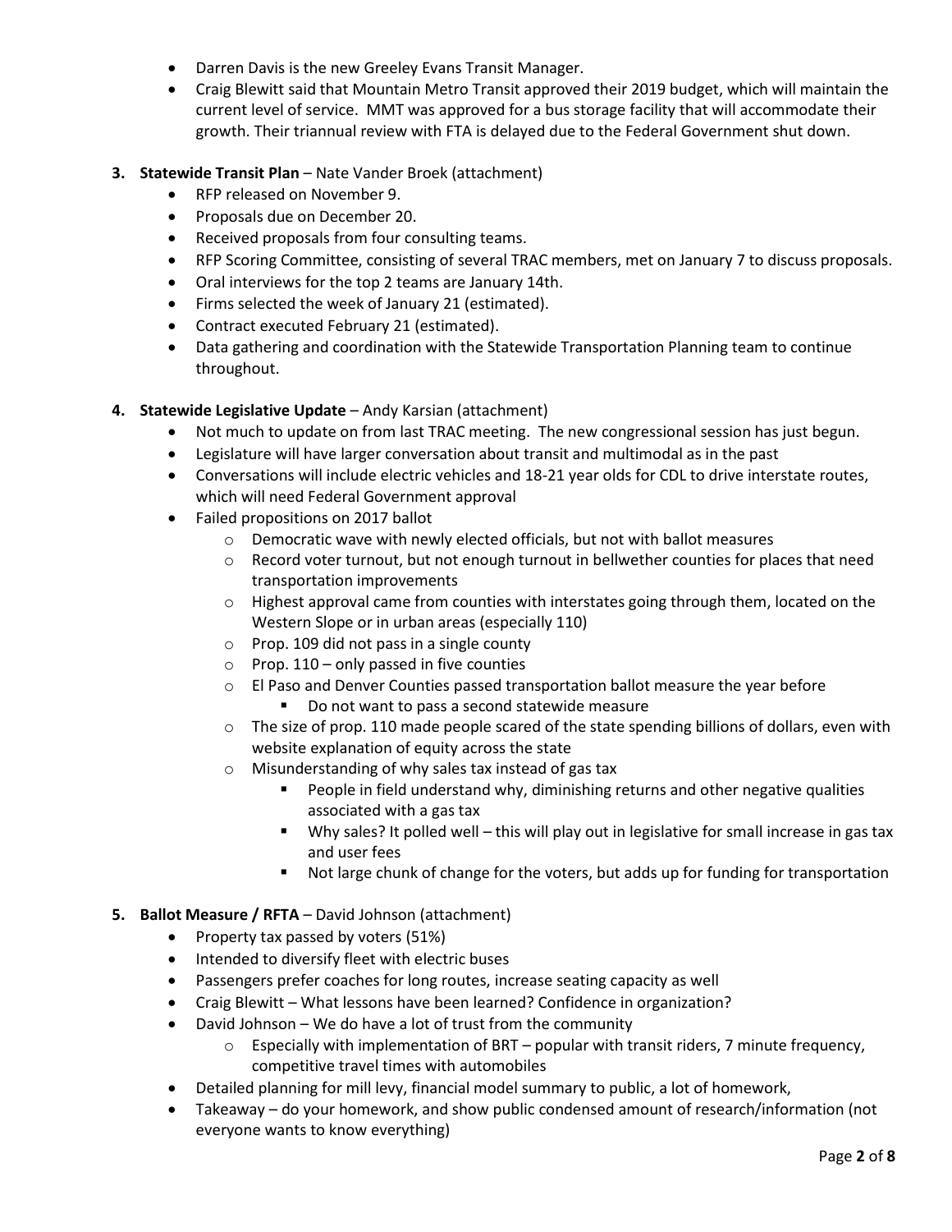- Darren Davis is the new Greeley Evans Transit Manager.
- Craig Blewitt said that Mountain Metro Transit approved their 2019 budget, which will maintain the current level of service. MMT was approved for a bus storage facility that will accommodate their growth. Their triannual review with FTA is delayed due to the Federal Government shut down.

3. **Statewide Transit Plan** – Nate Vander Broek (attachment)
   - RFP released on November 9.
   - Proposals due on December 20.
   - Received proposals from four consulting teams.
   - RFP Scoring Committee, consisting of several TRAC members, met on January 7 to discuss proposals.
   - Oral interviews for the top 2 teams are January 14th.
   - Firms selected the week of January 21 (estimated).
   - Contract executed February 21 (estimated).
   - Data gathering and coordination with the Statewide Transportation Planning team to continue throughout.

4. **Statewide Legislative Update** – Andy Karsian (attachment)
   - Not much to update on from last TRAC meeting. The new congressional session has just begun.
   - Legislature will have larger conversation about transit and multimodal as in the past
   - Conversations will include electric vehicles and 18-21 year olds for CDL to drive interstate routes, which will need Federal Government approval
   - Failed propositions on 2017 ballot
     - Democratic wave with newly elected officials, but not with ballot measures
     - Record voter turnout, but not enough turnout in bellwether counties for places that need transportation improvements
     - Highest approval came from counties with interstates going through them, located on the Western Slope or in urban areas (especially 110)
     - Prop. 109 did not pass in a single county
     - Prop. 110 – only passed in five counties
     - El Paso and Denver Counties passed transportation ballot measure the year before
       - Do not want to pass a second statewide measure
     - The size of prop. 110 made people scared of the state spending billions of dollars, even with website explanation of equity across the state
     - Misunderstanding of why sales tax instead of gas tax
       - People in field understand why, diminishing returns and other negative qualities associated with a gas tax
       - Why sales? It polled well – this will play out in legislative for small increase in gas tax and user fees
       - Not large chunk of change for the voters, but adds up for funding for transportation

5. **Ballot Measure / RFTA** – David Johnson (attachment)
   - Property tax passed by voters (51%)
   - Intended to diversify fleet with electric buses
   - Passengers prefer coaches for long routes, increase seating capacity as well
   - Craig Blewitt – What lessons have been learned? Confidence in organization?
   - David Johnson – We do have a lot of trust from the community
     - Especially with implementation of BRT – popular with transit riders, 7 minute frequency, competitive travel times with automobiles
   - Detailed planning for mill levy, financial model summary to public, a lot of homework,
   - Takeaway – do your homework, and show public condensed amount of research/information (not everyone wants to know everything)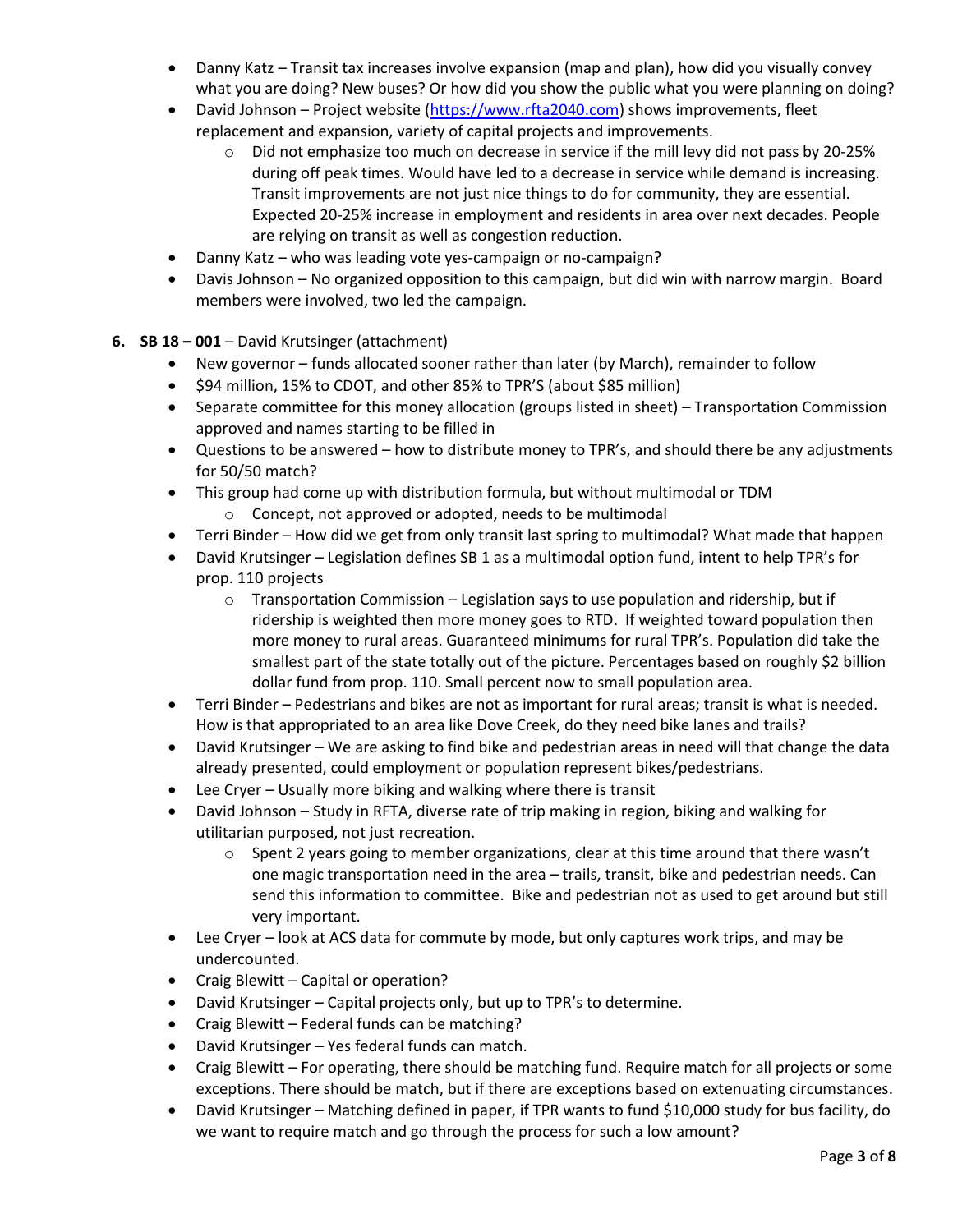- Danny Katz – Transit tax increases involve expansion (map and plan), how did you visually convey what you are doing? New buses? Or how did you show the public what you were planning on doing?
- David Johnson – Project website (https://www.rfta2040.com) shows improvements, fleet replacement and expansion, variety of capital projects and improvements.
    - Did not emphasize too much on decrease in service if the mill levy did not pass by 20-25% during off peak times. Would have led to a decrease in service while demand is increasing. Transit improvements are not just nice things to do for community, they are essential. Expected 20-25% increase in employment and residents in area over next decades. People are relying on transit as well as congestion reduction.
- Danny Katz – who was leading vote yes-campaign or no-campaign?
- Davis Johnson – No organized opposition to this campaign, but did win with narrow margin. Board members were involved, two led the campaign.

6. **SB 18 – 001** – David Krutsinger (attachment)
    - New governor – funds allocated sooner rather than later (by March), remainder to follow
    - $94 million, 15% to CDOT, and other 85% to TPR'S (about $85 million)
    - Separate committee for this money allocation (groups listed in sheet) – Transportation Commission approved and names starting to be filled in
    - Questions to be answered – how to distribute money to TPR's, and should there be any adjustments for 50/50 match?
    - This group had come up with distribution formula, but without multimodal or TDM
        - Concept, not approved or adopted, needs to be multimodal
    - Terri Binder – How did we get from only transit last spring to multimodal? What made that happen
    - David Krutsinger – Legislation defines SB 1 as a multimodal option fund, intent to help TPR's for prop. 110 projects
        - Transportation Commission – Legislation says to use population and ridership, but if ridership is weighted then more money goes to RTD. If weighted toward population then more money to rural areas. Guaranteed minimums for rural TPR's. Population did take the smallest part of the state totally out of the picture. Percentages based on roughly $2 billion dollar fund from prop. 110. Small percent now to small population area.
    - Terri Binder – Pedestrians and bikes are not as important for rural areas; transit is what is needed. How is that appropriated to an area like Dove Creek, do they need bike lanes and trails?
    - David Krutsinger – We are asking to find bike and pedestrian areas in need will that change the data already presented, could employment or population represent bikes/pedestrians.
    - Lee Cryer – Usually more biking and walking where there is transit
    - David Johnson – Study in RFTA, diverse rate of trip making in region, biking and walking for utilitarian purposed, not just recreation.
        - Spent 2 years going to member organizations, clear at this time around that there wasn't one magic transportation need in the area – trails, transit, bike and pedestrian needs. Can send this information to committee. Bike and pedestrian not as used to get around but still very important.
    - Lee Cryer – look at ACS data for commute by mode, but only captures work trips, and may be undercounted.
    - Craig Blewitt – Capital or operation?
    - David Krutsinger – Capital projects only, but up to TPR's to determine.
    - Craig Blewitt – Federal funds can be matching?
    - David Krutsinger – Yes federal funds can match.
    - Craig Blewitt – For operating, there should be matching fund. Require match for all projects or some exceptions. There should be match, but if there are exceptions based on extenuating circumstances.
    - David Krutsinger – Matching defined in paper, if TPR wants to fund $10,000 study for bus facility, do we want to require match and go through the process for such a low amount?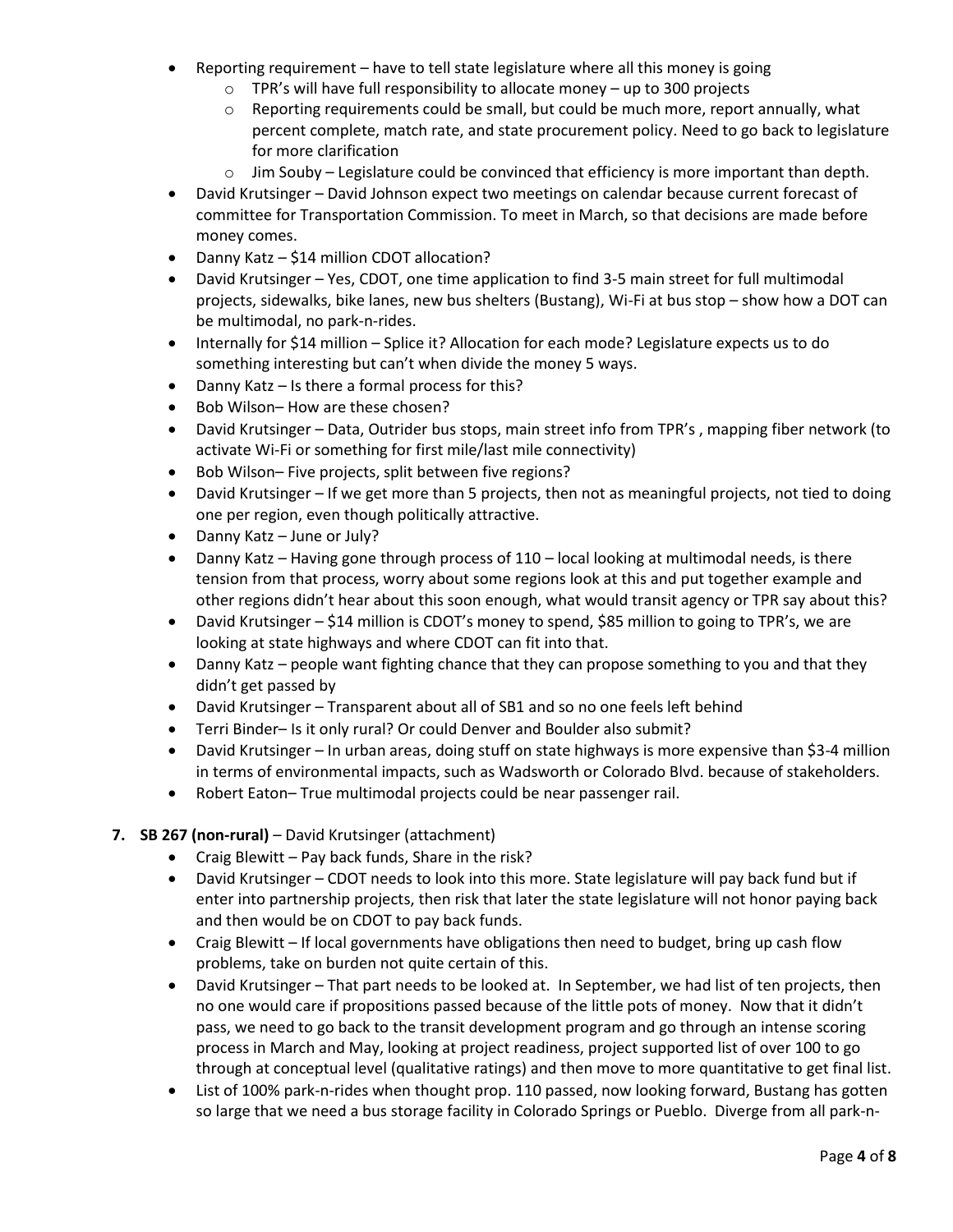- Reporting requirement – have to tell state legislature where all this money is going
  - TPR's will have full responsibility to allocate money – up to 300 projects
  - Reporting requirements could be small, but could be much more, report annually, what percent complete, match rate, and state procurement policy. Need to go back to legislature for more clarification
  - Jim Souby – Legislature could be convinced that efficiency is more important than depth.
- David Krutsinger – David Johnson expect two meetings on calendar because current forecast of committee for Transportation Commission. To meet in March, so that decisions are made before money comes.
- Danny Katz – $14 million CDOT allocation?
- David Krutsinger – Yes, CDOT, one time application to find 3-5 main street for full multimodal projects, sidewalks, bike lanes, new bus shelters (Bustang), Wi-Fi at bus stop – show how a DOT can be multimodal, no park-n-rides.
- Internally for $14 million – Splice it? Allocation for each mode? Legislature expects us to do something interesting but can't when divide the money 5 ways.
- Danny Katz – Is there a formal process for this?
- Bob Wilson– How are these chosen?
- David Krutsinger – Data, Outrider bus stops, main street info from TPR's , mapping fiber network (to activate Wi-Fi or something for first mile/last mile connectivity)
- Bob Wilson– Five projects, split between five regions?
- David Krutsinger – If we get more than 5 projects, then not as meaningful projects, not tied to doing one per region, even though politically attractive.
- Danny Katz – June or July?
- Danny Katz – Having gone through process of 110 – local looking at multimodal needs, is there tension from that process, worry about some regions look at this and put together example and other regions didn't hear about this soon enough, what would transit agency or TPR say about this?
- David Krutsinger – $14 million is CDOT's money to spend, $85 million to going to TPR's, we are looking at state highways and where CDOT can fit into that.
- Danny Katz – people want fighting chance that they can propose something to you and that they didn't get passed by
- David Krutsinger – Transparent about all of SB1 and so no one feels left behind
- Terri Binder– Is it only rural? Or could Denver and Boulder also submit?
- David Krutsinger – In urban areas, doing stuff on state highways is more expensive than $3-4 million in terms of environmental impacts, such as Wadsworth or Colorado Blvd. because of stakeholders.
- Robert Eaton– True multimodal projects could be near passenger rail.

**7. SB 267 (non-rural)** – David Krutsinger (attachment)

- Craig Blewitt – Pay back funds, Share in the risk?
- David Krutsinger – CDOT needs to look into this more. State legislature will pay back fund but if enter into partnership projects, then risk that later the state legislature will not honor paying back and then would be on CDOT to pay back funds.
- Craig Blewitt – If local governments have obligations then need to budget, bring up cash flow problems, take on burden not quite certain of this.
- David Krutsinger – That part needs to be looked at. In September, we had list of ten projects, then no one would care if propositions passed because of the little pots of money. Now that it didn't pass, we need to go back to the transit development program and go through an intense scoring process in March and May, looking at project readiness, project supported list of over 100 to go through at conceptual level (qualitative ratings) and then move to more quantitative to get final list.
- List of 100% park-n-rides when thought prop. 110 passed, now looking forward, Bustang has gotten so large that we need a bus storage facility in Colorado Springs or Pueblo. Diverge from all park-n-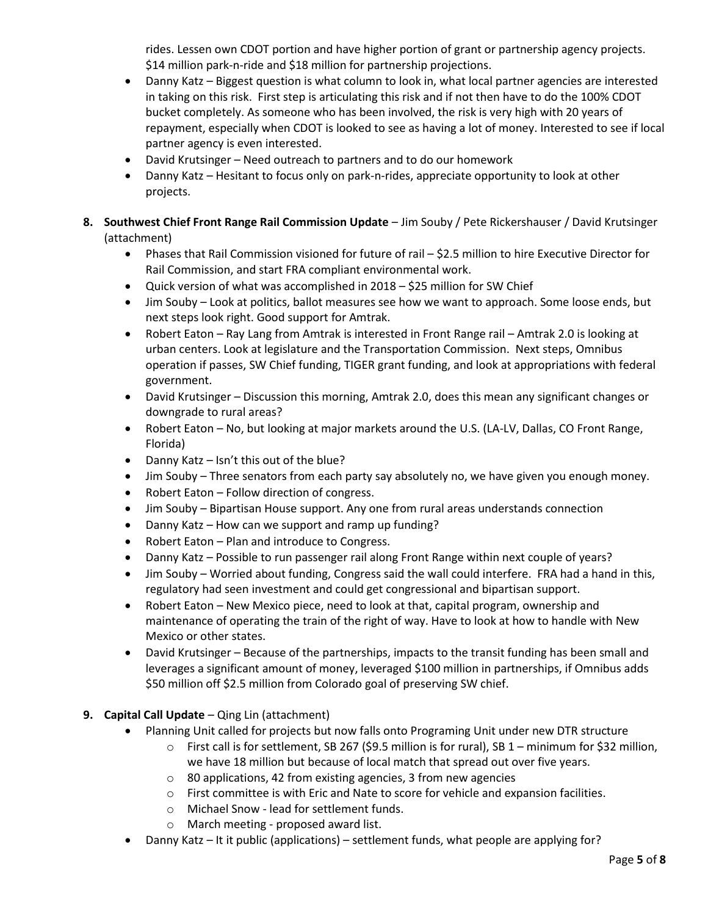rides. Lessen own CDOT portion and have higher portion of grant or partnership agency projects. $14 million park-n-ride and $18 million for partnership projections.

- Danny Katz – Biggest question is what column to look in, what local partner agencies are interested in taking on this risk. First step is articulating this risk and if not then have to do the 100% CDOT bucket completely. As someone who has been involved, the risk is very high with 20 years of repayment, especially when CDOT is looked to see as having a lot of money. Interested to see if local partner agency is even interested.
- David Krutsinger – Need outreach to partners and to do our homework
- Danny Katz – Hesitant to focus only on park-n-rides, appreciate opportunity to look at other projects.

**8. Southwest Chief Front Range Rail Commission Update** – Jim Souby / Pete Rickershauser / David Krutsinger (attachment)

- Phases that Rail Commission visioned for future of rail – $2.5 million to hire Executive Director for Rail Commission, and start FRA compliant environmental work.
- Quick version of what was accomplished in 2018 – $25 million for SW Chief
- Jim Souby – Look at politics, ballot measures see how we want to approach. Some loose ends, but next steps look right. Good support for Amtrak.
- Robert Eaton – Ray Lang from Amtrak is interested in Front Range rail – Amtrak 2.0 is looking at urban centers. Look at legislature and the Transportation Commission. Next steps, Omnibus operation if passes, SW Chief funding, TIGER grant funding, and look at appropriations with federal government.
- David Krutsinger – Discussion this morning, Amtrak 2.0, does this mean any significant changes or downgrade to rural areas?
- Robert Eaton – No, but looking at major markets around the U.S. (LA-LV, Dallas, CO Front Range, Florida)
- Danny Katz – Isn't this out of the blue?
- Jim Souby – Three senators from each party say absolutely no, we have given you enough money.
- Robert Eaton – Follow direction of congress.
- Jim Souby – Bipartisan House support. Any one from rural areas understands connection
- Danny Katz – How can we support and ramp up funding?
- Robert Eaton – Plan and introduce to Congress.
- Danny Katz – Possible to run passenger rail along Front Range within next couple of years?
- Jim Souby – Worried about funding, Congress said the wall could interfere. FRA had a hand in this, regulatory had seen investment and could get congressional and bipartisan support.
- Robert Eaton – New Mexico piece, need to look at that, capital program, ownership and maintenance of operating the train of the right of way. Have to look at how to handle with New Mexico or other states.
- David Krutsinger – Because of the partnerships, impacts to the transit funding has been small and leverages a significant amount of money, leveraged $100 million in partnerships, if Omnibus adds $50 million off $2.5 million from Colorado goal of preserving SW chief.

**9. Capital Call Update** – Qing Lin (attachment)

- Planning Unit called for projects but now falls onto Programing Unit under new DTR structure
  - First call is for settlement, SB 267 ($9.5 million is for rural), SB 1 – minimum for $32 million, we have 18 million but because of local match that spread out over five years.
  - 80 applications, 42 from existing agencies, 3 from new agencies
  - First committee is with Eric and Nate to score for vehicle and expansion facilities.
  - Michael Snow - lead for settlement funds.
  - March meeting - proposed award list.
- Danny Katz – It it public (applications) – settlement funds, what people are applying for?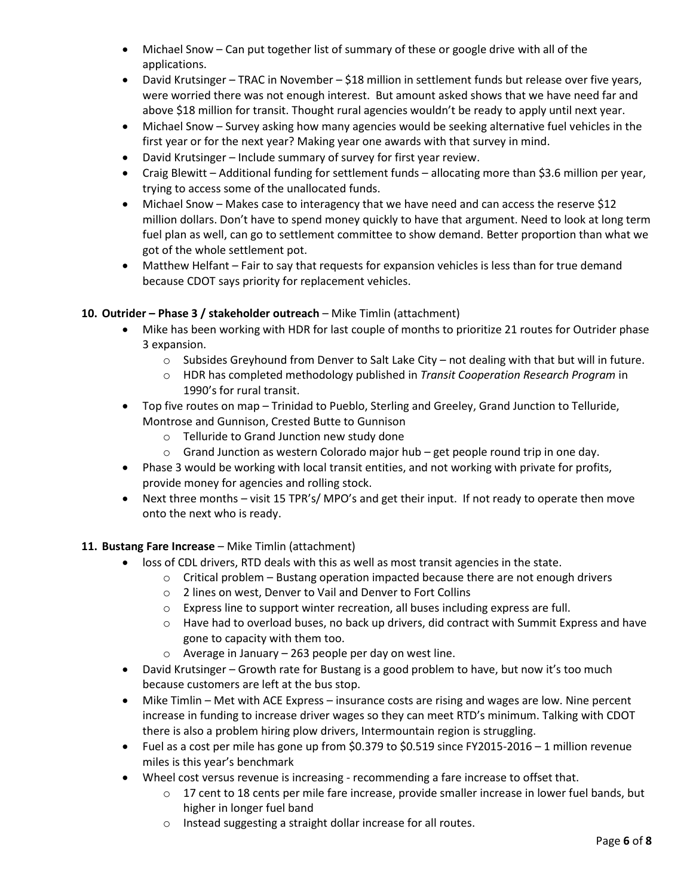- Michael Snow – Can put together list of summary of these or google drive with all of the applications.
- David Krutsinger – TRAC in November – $18 million in settlement funds but release over five years, were worried there was not enough interest. But amount asked shows that we have need far and above $18 million for transit. Thought rural agencies wouldn't be ready to apply until next year.
- Michael Snow – Survey asking how many agencies would be seeking alternative fuel vehicles in the first year or for the next year? Making year one awards with that survey in mind.
- David Krutsinger – Include summary of survey for first year review.
- Craig Blewitt – Additional funding for settlement funds – allocating more than $3.6 million per year, trying to access some of the unallocated funds.
- Michael Snow – Makes case to interagency that we have need and can access the reserve $12 million dollars. Don't have to spend money quickly to have that argument. Need to look at long term fuel plan as well, can go to settlement committee to show demand. Better proportion than what we got of the whole settlement pot.
- Matthew Helfant – Fair to say that requests for expansion vehicles is less than for true demand because CDOT says priority for replacement vehicles.

**10. Outrider – Phase 3 / stakeholder outreach** – Mike Timlin (attachment)

- Mike has been working with HDR for last couple of months to prioritize 21 routes for Outrider phase 3 expansion.
    - Subsides Greyhound from Denver to Salt Lake City – not dealing with that but will in future.
    - HDR has completed methodology published in *Transit Cooperation Research Program* in 1990's for rural transit.
- Top five routes on map – Trinidad to Pueblo, Sterling and Greeley, Grand Junction to Telluride, Montrose and Gunnison, Crested Butte to Gunnison
    - Telluride to Grand Junction new study done
    - Grand Junction as western Colorado major hub – get people round trip in one day.
- Phase 3 would be working with local transit entities, and not working with private for profits, provide money for agencies and rolling stock.
- Next three months – visit 15 TPR's/ MPO's and get their input. If not ready to operate then move onto the next who is ready.

**11. Bustang Fare Increase** – Mike Timlin (attachment)

- loss of CDL drivers, RTD deals with this as well as most transit agencies in the state.
    - Critical problem – Bustang operation impacted because there are not enough drivers
    - 2 lines on west, Denver to Vail and Denver to Fort Collins
    - Express line to support winter recreation, all buses including express are full.
    - Have had to overload buses, no back up drivers, did contract with Summit Express and have gone to capacity with them too.
    - Average in January – 263 people per day on west line.
- David Krutsinger – Growth rate for Bustang is a good problem to have, but now it's too much because customers are left at the bus stop.
- Mike Timlin – Met with ACE Express – insurance costs are rising and wages are low. Nine percent increase in funding to increase driver wages so they can meet RTD's minimum. Talking with CDOT there is also a problem hiring plow drivers, Intermountain region is struggling.
- Fuel as a cost per mile has gone up from $0.379 to $0.519 since FY2015-2016 – 1 million revenue miles is this year's benchmark
- Wheel cost versus revenue is increasing - recommending a fare increase to offset that.
    - 17 cent to 18 cents per mile fare increase, provide smaller increase in lower fuel bands, but higher in longer fuel band
    - Instead suggesting a straight dollar increase for all routes.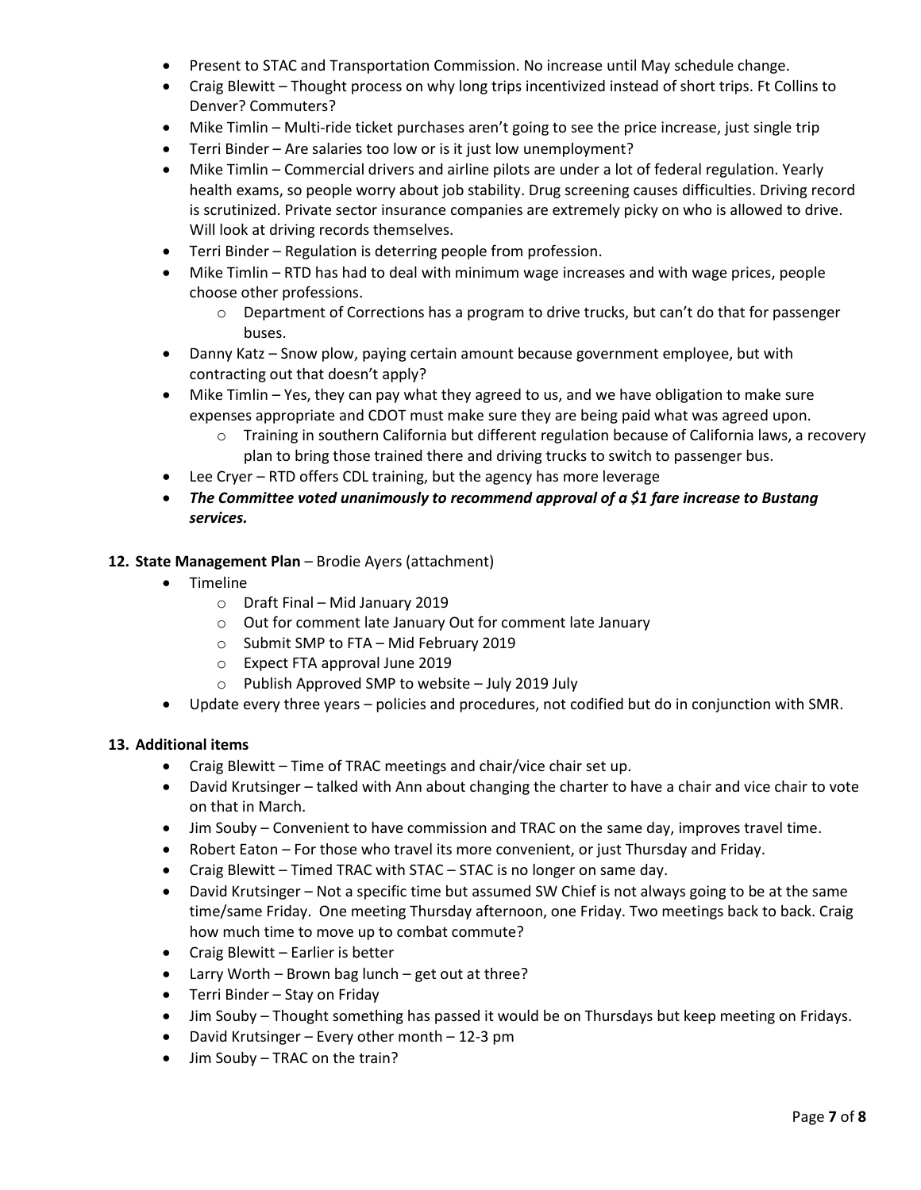- Present to STAC and Transportation Commission. No increase until May schedule change.
- Craig Blewitt – Thought process on why long trips incentivized instead of short trips. Ft Collins to Denver? Commuters?
- Mike Timlin – Multi-ride ticket purchases aren't going to see the price increase, just single trip
- Terri Binder – Are salaries too low or is it just low unemployment?
- Mike Timlin – Commercial drivers and airline pilots are under a lot of federal regulation. Yearly health exams, so people worry about job stability. Drug screening causes difficulties. Driving record is scrutinized. Private sector insurance companies are extremely picky on who is allowed to drive. Will look at driving records themselves.
- Terri Binder – Regulation is deterring people from profession.
- Mike Timlin – RTD has had to deal with minimum wage increases and with wage prices, people choose other professions.
    - Department of Corrections has a program to drive trucks, but can't do that for passenger buses.
- Danny Katz – Snow plow, paying certain amount because government employee, but with contracting out that doesn't apply?
- Mike Timlin – Yes, they can pay what they agreed to us, and we have obligation to make sure expenses appropriate and CDOT must make sure they are being paid what was agreed upon.
    - Training in southern California but different regulation because of California laws, a recovery plan to bring those trained there and driving trucks to switch to passenger bus.
- Lee Cryer – RTD offers CDL training, but the agency has more leverage
- ***The Committee voted unanimously to recommend approval of a $1 fare increase to Bustang services.***

**12. State Management Plan** – Brodie Ayers (attachment)

- Timeline
    - Draft Final – Mid January 2019
    - Out for comment late January Out for comment late January
    - Submit SMP to FTA – Mid February 2019
    - Expect FTA approval June 2019
    - Publish Approved SMP to website – July 2019 July
- Update every three years – policies and procedures, not codified but do in conjunction with SMR.

**13. Additional items**

- Craig Blewitt – Time of TRAC meetings and chair/vice chair set up.
- David Krutsinger – talked with Ann about changing the charter to have a chair and vice chair to vote on that in March.
- Jim Souby – Convenient to have commission and TRAC on the same day, improves travel time.
- Robert Eaton – For those who travel its more convenient, or just Thursday and Friday.
- Craig Blewitt – Timed TRAC with STAC – STAC is no longer on same day.
- David Krutsinger – Not a specific time but assumed SW Chief is not always going to be at the same time/same Friday. One meeting Thursday afternoon, one Friday. Two meetings back to back. Craig how much time to move up to combat commute?
- Craig Blewitt – Earlier is better
- Larry Worth – Brown bag lunch – get out at three?
- Terri Binder – Stay on Friday
- Jim Souby – Thought something has passed it would be on Thursdays but keep meeting on Fridays.
- David Krutsinger – Every other month – 12-3 pm
- Jim Souby – TRAC on the train?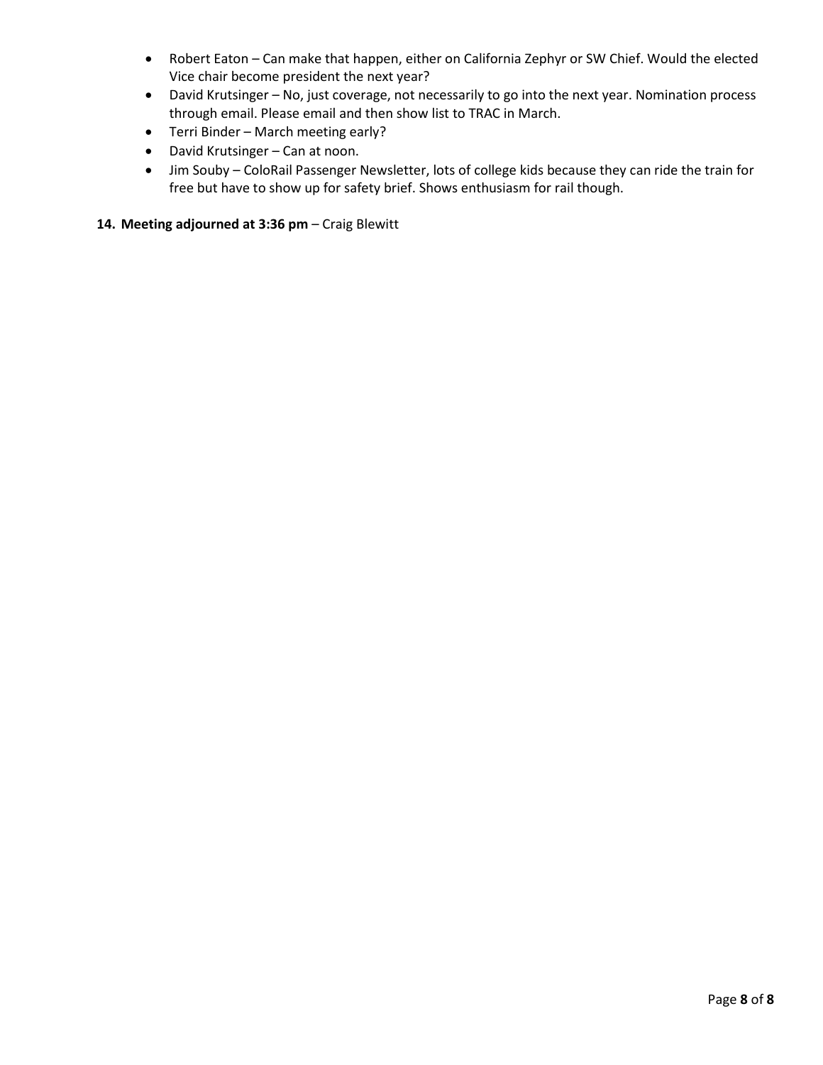- Robert Eaton – Can make that happen, either on California Zephyr or SW Chief. Would the elected Vice chair become president the next year?
- David Krutsinger – No, just coverage, not necessarily to go into the next year. Nomination process through email. Please email and then show list to TRAC in March.
- Terri Binder – March meeting early?
- David Krutsinger – Can at noon.
- Jim Souby – ColoRail Passenger Newsletter, lots of college kids because they can ride the train for free but have to show up for safety brief. Shows enthusiasm for rail though.

**14. Meeting adjourned at 3:36 pm** – Craig Blewitt